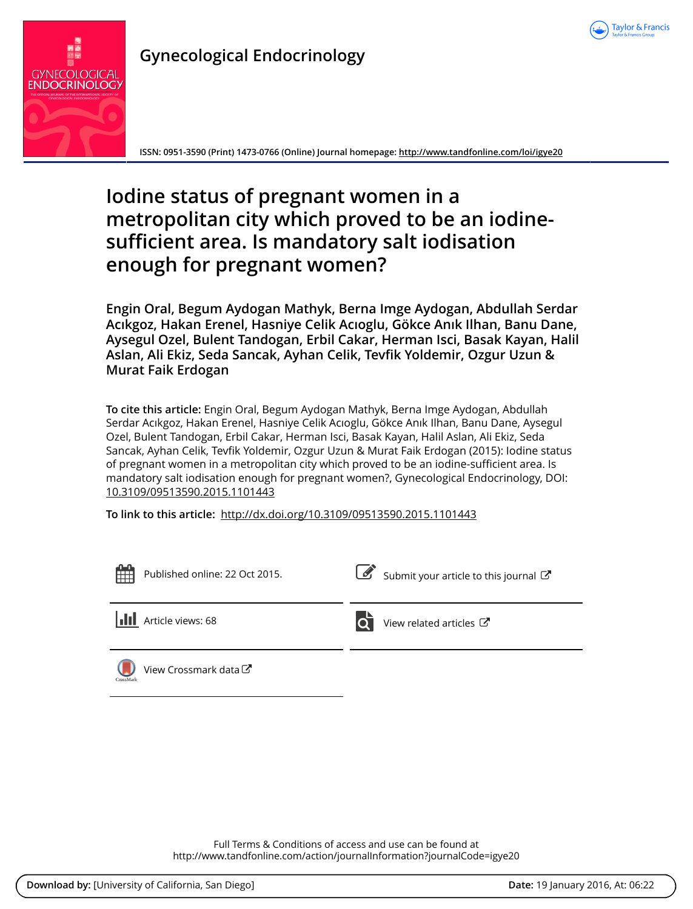# Gynecological Endocrinology

ISSN: 0951-3590 (Print) 1473-0766 (Online) Journal homepage: http://www.tandfonline.com/loi/igye20

## Iodine status of pregnant women in a metropolitan city which proved to be an iodine-sufficient area. Is mandatory salt iodisation enough for pregnant women?

**Engin Oral, Begum Aydogan Mathyk, Berna Imge Aydogan, Abdullah Serdar Acıkgoz, Hakan Erenel, Hasniye Celik Acıoglu, Gökce Anık Ilhan, Banu Dane, Aysegul Ozel, Bulent Tandogan, Erbil Cakar, Herman Isci, Basak Kayan, Halil Aslan, Ali Ekiz, Seda Sancak, Ayhan Celik, Tevfik Yoldemir, Ozgur Uzun & Murat Faik Erdogan**

**To cite this article:** Engin Oral, Begum Aydogan Mathyk, Berna Imge Aydogan, Abdullah Serdar Acıkgoz, Hakan Erenel, Hasniye Celik Acıoglu, Gökce Anık Ilhan, Banu Dane, Aysegul Ozel, Bulent Tandogan, Erbil Cakar, Herman Isci, Basak Kayan, Halil Aslan, Ali Ekiz, Seda Sancak, Ayhan Celik, Tevfik Yoldemir, Ozgur Uzun & Murat Faik Erdogan (2015): Iodine status of pregnant women in a metropolitan city which proved to be an iodine-sufficient area. Is mandatory salt iodisation enough for pregnant women?, Gynecological Endocrinology, DOI: 10.3109/09513590.2015.1101443

**To link to this article:** http://dx.doi.org/10.3109/09513590.2015.1101443

Published online: 22 Oct 2015.

Submit your article to this journal

Article views: 68

View related articles

View Crossmark data

Full Terms & Conditions of access and use can be found at
http://www.tandfonline.com/action/journalInformation?journalCode=igye20

**Download by:** [University of California, San Diego] **Date:** 19 January 2016, At: 06:22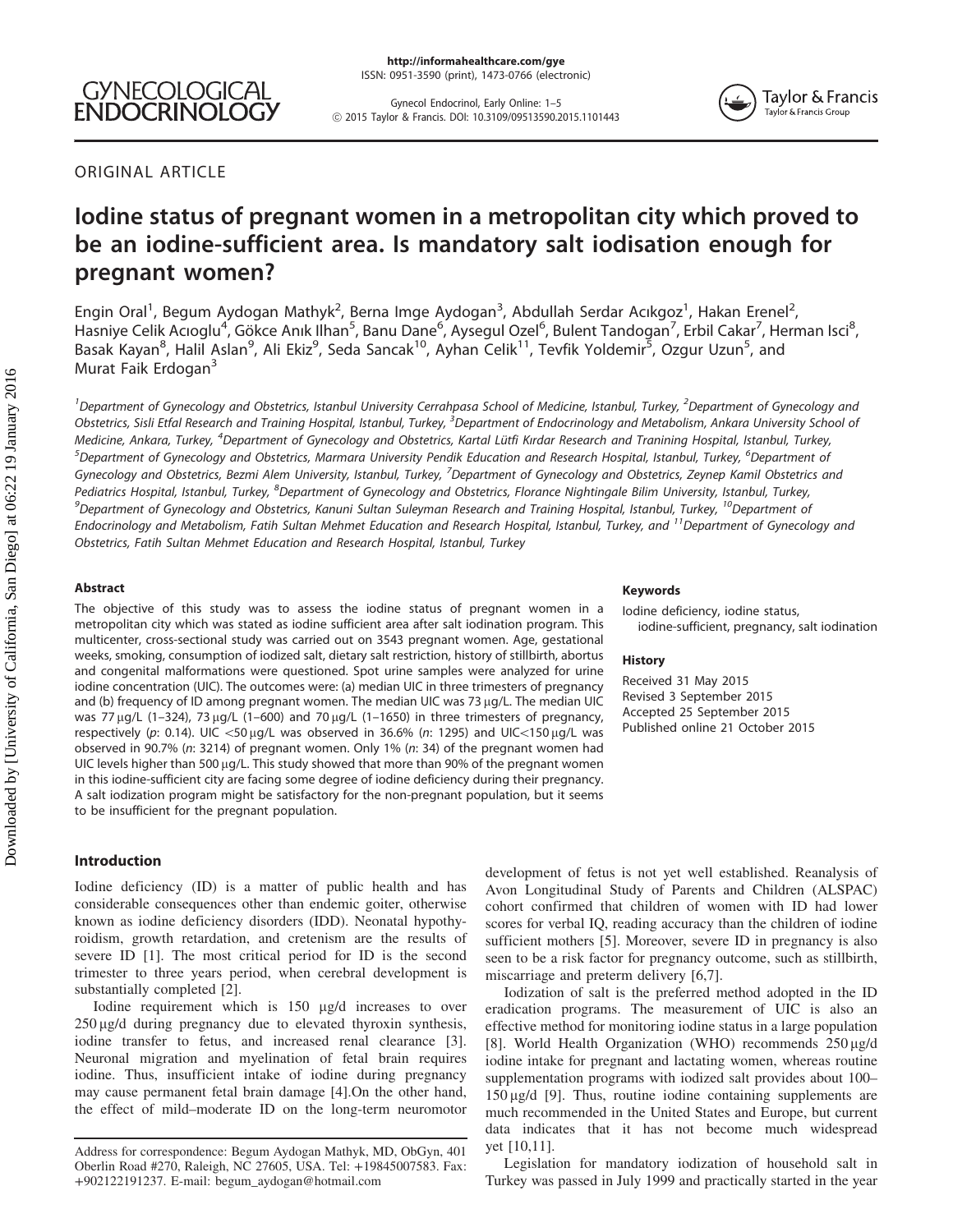ORIGINAL ARTICLE

# Iodine status of pregnant women in a metropolitan city which proved to be an iodine-sufficient area. Is mandatory salt iodisation enough for pregnant women?

Engin Oral[1], Begum Aydogan Mathyk[2], Berna Imge Aydogan[3], Abdullah Serdar Acıkgoz[1], Hakan Erenel[2], Hasniye Celik Acıoglu[4], Gökce Anık Ilhan[5], Banu Dane[6], Aysegul Ozel[6], Bulent Tandogan[7], Erbil Cakar[7], Herman Isci[8], Basak Kayan[8], Halil Aslan[9], Ali Ekiz[9], Seda Sancak[10], Ayhan Celik[11], Tevfik Yoldemir[5], Ozgur Uzun[5], and Murat Faik Erdogan[3]

[1]Department of Gynecology and Obstetrics, Istanbul University Cerrahpasa School of Medicine, Istanbul, Turkey, [2]Department of Gynecology and Obstetrics, Sisli Etfal Research and Training Hospital, Istanbul, Turkey, [3]Department of Endocrinology and Metabolism, Ankara University School of Medicine, Ankara, Turkey, [4]Department of Gynecology and Obstetrics, Kartal Lütfi Kırdar Research and Tranining Hospital, Istanbul, Turkey, [5]Department of Gynecology and Obstetrics, Marmara University Pendik Education and Research Hospital, Istanbul, Turkey, [6]Department of Gynecology and Obstetrics, Bezmi Alem University, Istanbul, Turkey, [7]Department of Gynecology and Obstetrics, Zeynep Kamil Obstetrics and Pediatrics Hospital, Istanbul, Turkey, [8]Department of Gynecology and Obstetrics, Florance Nightingale Bilim University, Istanbul, Turkey, [9]Department of Gynecology and Obstetrics, Kanuni Sultan Suleyman Research and Training Hospital, Istanbul, Turkey, [10]Department of Endocrinology and Metabolism, Fatih Sultan Mehmet Education and Research Hospital, Istanbul, Turkey, and [11]Department of Gynecology and Obstetrics, Fatih Sultan Mehmet Education and Research Hospital, Istanbul, Turkey

## Abstract

The objective of this study was to assess the iodine status of pregnant women in a metropolitan city which was stated as iodine sufficient area after salt iodination program. This multicenter, cross-sectional study was carried out on 3543 pregnant women. Age, gestational weeks, smoking, consumption of iodized salt, dietary salt restriction, history of stillbirth, abortus and congenital malformations were questioned. Spot urine samples were analyzed for urine iodine concentration (UIC). The outcomes were: (a) median UIC in three trimesters of pregnancy and (b) frequency of ID among pregnant women. The median UIC was 73 μg/L. The median UIC was 77 μg/L (1–324), 73 μg/L (1–600) and 70 μg/L (1–1650) in three trimesters of pregnancy, respectively ($p$: 0.14). UIC <50 μg/L was observed in 36.6% ($n$: 1295) and UIC<150 μg/L was observed in 90.7% ($n$: 3214) of pregnant women. Only 1% ($n$: 34) of the pregnant women had UIC levels higher than 500 μg/L. This study showed that more than 90% of the pregnant women in this iodine-sufficient city are facing some degree of iodine deficiency during their pregnancy. A salt iodization program might be satisfactory for the non-pregnant population, but it seems to be insufficient for the pregnant population.

## Keywords

Iodine deficiency, iodine status, iodine-sufficient, pregnancy, salt iodination

## History

Received 31 May 2015
Revised 3 September 2015
Accepted 25 September 2015
Published online 21 October 2015

## Introduction

Iodine deficiency (ID) is a matter of public health and has considerable consequences other than endemic goiter, otherwise known as iodine deficiency disorders (IDD). Neonatal hypothyroidism, growth retardation, and cretenism are the results of severe ID [1]. The most critical period for ID is the second trimester to three years period, when cerebral development is substantially completed [2].

Iodine requirement which is 150 μg/d increases to over 250 μg/d during pregnancy due to elevated thyroxin synthesis, iodine transfer to fetus, and increased renal clearance [3]. Neuronal migration and myelination of fetal brain requires iodine. Thus, insufficient intake of iodine during pregnancy may cause permanent fetal brain damage [4].On the other hand, the effect of mild–moderate ID on the long-term neuromotor development of fetus is not yet well established. Reanalysis of Avon Longitudinal Study of Parents and Children (ALSPAC) cohort confirmed that children of women with ID had lower scores for verbal IQ, reading accuracy than the children of iodine sufficient mothers [5]. Moreover, severe ID in pregnancy is also seen to be a risk factor for pregnancy outcome, such as stillbirth, miscarriage and preterm delivery [6,7].

Iodization of salt is the preferred method adopted in the ID eradication programs. The measurement of UIC is also an effective method for monitoring iodine status in a large population [8]. World Health Organization (WHO) recommends 250 μg/d iodine intake for pregnant and lactating women, whereas routine supplementation programs with iodized salt provides about 100–150 μg/d [9]. Thus, routine iodine containing supplements are much recommended in the United States and Europe, but current data indicates that it has not become much widespread yet [10,11].

Legislation for mandatory iodization of household salt in Turkey was passed in July 1999 and practically started in the year

Address for correspondence: Begum Aydogan Mathyk, MD, ObGyn, 401 Oberlin Road #270, Raleigh, NC 27605, USA. Tel: +19845007583. Fax: +902122191237. E-mail: begum_aydogan@hotmail.com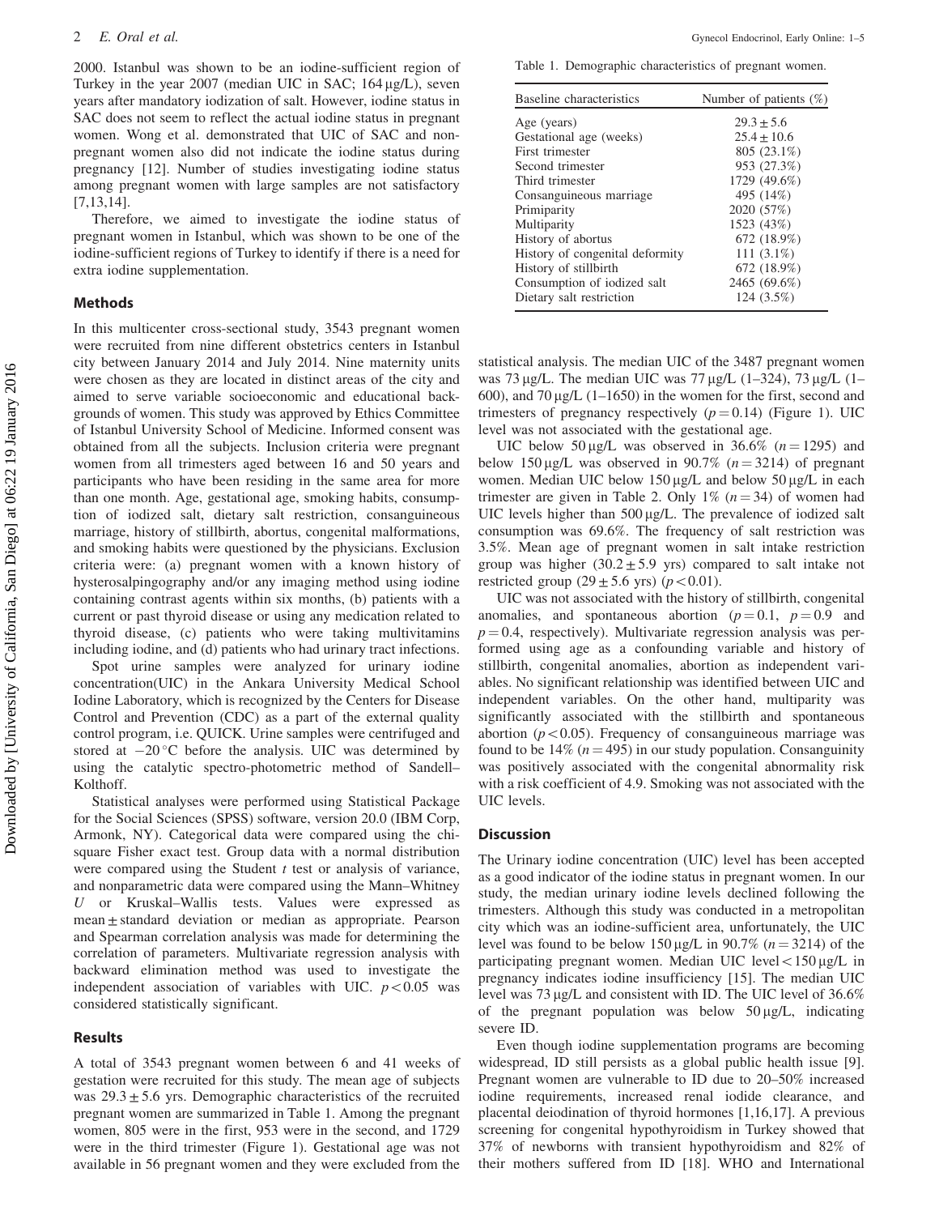2000. Istanbul was shown to be an iodine-sufficient region of Turkey in the year 2007 (median UIC in SAC; 164 µg/L), seven years after mandatory iodization of salt. However, iodine status in SAC does not seem to reflect the actual iodine status in pregnant women. Wong et al. demonstrated that UIC of SAC and non-pregnant women also did not indicate the iodine status during pregnancy [12]. Number of studies investigating iodine status among pregnant women with large samples are not satisfactory [7,13,14].

Therefore, we aimed to investigate the iodine status of pregnant women in Istanbul, which was shown to be one of the iodine-sufficient regions of Turkey to identify if there is a need for extra iodine supplementation.

## Methods

In this multicenter cross-sectional study, 3543 pregnant women were recruited from nine different obstetrics centers in Istanbul city between January 2014 and July 2014. Nine maternity units were chosen as they are located in distinct areas of the city and aimed to serve variable socioeconomic and educational backgrounds of women. This study was approved by Ethics Committee of Istanbul University School of Medicine. Informed consent was obtained from all the subjects. Inclusion criteria were pregnant women from all trimesters aged between 16 and 50 years and participants who have been residing in the same area for more than one month. Age, gestational age, smoking habits, consumption of iodized salt, dietary salt restriction, consanguineous marriage, history of stillbirth, abortus, congenital malformations, and smoking habits were questioned by the physicians. Exclusion criteria were: (a) pregnant women with a known history of hysterosalpingography and/or any imaging method using iodine containing contrast agents within six months, (b) patients with a current or past thyroid disease or using any medication related to thyroid disease, (c) patients who were taking multivitamins including iodine, and (d) patients who had urinary tract infections.

Spot urine samples were analyzed for urinary iodine concentration(UIC) in the Ankara University Medical School Iodine Laboratory, which is recognized by the Centers for Disease Control and Prevention (CDC) as a part of the external quality control program, i.e. QUICK. Urine samples were centrifuged and stored at −20 °C before the analysis. UIC was determined by using the catalytic spectro-photometric method of Sandell–Kolthoff.

Statistical analyses were performed using Statistical Package for the Social Sciences (SPSS) software, version 20.0 (IBM Corp, Armonk, NY). Categorical data were compared using the chi-square Fisher exact test. Group data with a normal distribution were compared using the Student *t* test or analysis of variance, and nonparametric data were compared using the Mann–Whitney *U* or Kruskal–Wallis tests. Values were expressed as mean ± standard deviation or median as appropriate. Pearson and Spearman correlation analysis was made for determining the correlation of parameters. Multivariate regression analysis with backward elimination method was used to investigate the independent association of variables with UIC. $p < 0.05$ was considered statistically significant.

## Results

A total of 3543 pregnant women between 6 and 41 weeks of gestation were recruited for this study. The mean age of subjects was 29.3 ± 5.6 yrs. Demographic characteristics of the recruited pregnant women are summarized in Table 1. Among the pregnant women, 805 were in the first, 953 were in the second, and 1729 were in the third trimester (Figure 1). Gestational age was not available in 56 pregnant women and they were excluded from the statistical analysis. The median UIC of the 3487 pregnant women was 73 µg/L. The median UIC was 77 µg/L (1–324), 73 µg/L (1–600), and 70 µg/L (1–1650) in the women for the first, second and trimesters of pregnancy respectively ($p = 0.14$) (Figure 1). UIC level was not associated with the gestational age.

Table 1. Demographic characteristics of pregnant women.

| Baseline characteristics | Number of patients (%) |
|---|---|
| Age (years) | 29.3 ± 5.6 |
| Gestational age (weeks) | 25.4 ± 10.6 |
| First trimester | 805 (23.1%) |
| Second trimester | 953 (27.3%) |
| Third trimester | 1729 (49.6%) |
| Consanguineous marriage | 495 (14%) |
| Primiparity | 2020 (57%) |
| Multiparity | 1523 (43%) |
| History of abortus | 672 (18.9%) |
| History of congenital deformity | 111 (3.1%) |
| History of stillbirth | 672 (18.9%) |
| Consumption of iodized salt | 2465 (69.6%) |
| Dietary salt restriction | 124 (3.5%) |

UIC below 50 µg/L was observed in 36.6% ($n = 1295$) and below 150 µg/L was observed in 90.7% ($n = 3214$) of pregnant women. Median UIC below 150 µg/L and below 50 µg/L in each trimester are given in Table 2. Only 1% ($n = 34$) of women had UIC levels higher than 500 µg/L. The prevalence of iodized salt consumption was 69.6%. The frequency of salt restriction was 3.5%. Mean age of pregnant women in salt intake restriction group was higher (30.2 ± 5.9 yrs) compared to salt intake not restricted group (29 ± 5.6 yrs) ($p < 0.01$).

UIC was not associated with the history of stillbirth, congenital anomalies, and spontaneous abortion ($p = 0.1$, $p = 0.9$ and $p = 0.4$, respectively). Multivariate regression analysis was performed using age as a confounding variable and history of stillbirth, congenital anomalies, abortion as independent variables. No significant relationship was identified between UIC and independent variables. On the other hand, multiparity was significantly associated with the stillbirth and spontaneous abortion ($p < 0.05$). Frequency of consanguineous marriage was found to be 14% ($n = 495$) in our study population. Consanguinity was positively associated with the congenital abnormality risk with a risk coefficient of 4.9. Smoking was not associated with the UIC levels.

## Discussion

The Urinary iodine concentration (UIC) level has been accepted as a good indicator of the iodine status in pregnant women. In our study, the median urinary iodine levels declined following the trimesters. Although this study was conducted in a metropolitan city which was an iodine-sufficient area, unfortunately, the UIC level was found to be below 150 µg/L in 90.7% ($n = 3214$) of the participating pregnant women. Median UIC level < 150 µg/L in pregnancy indicates iodine insufficiency [15]. The median UIC level was 73 µg/L and consistent with ID. The UIC level of 36.6% of the pregnant population was below 50 µg/L, indicating severe ID.

Even though iodine supplementation programs are becoming widespread, ID still persists as a global public health issue [9]. Pregnant women are vulnerable to ID due to 20–50% increased iodine requirements, increased renal iodide clearance, and placental deiodination of thyroid hormones [1,16,17]. A previous screening for congenital hypothyroidism in Turkey showed that 37% of newborns with transient hypothyroidism and 82% of their mothers suffered from ID [18]. WHO and International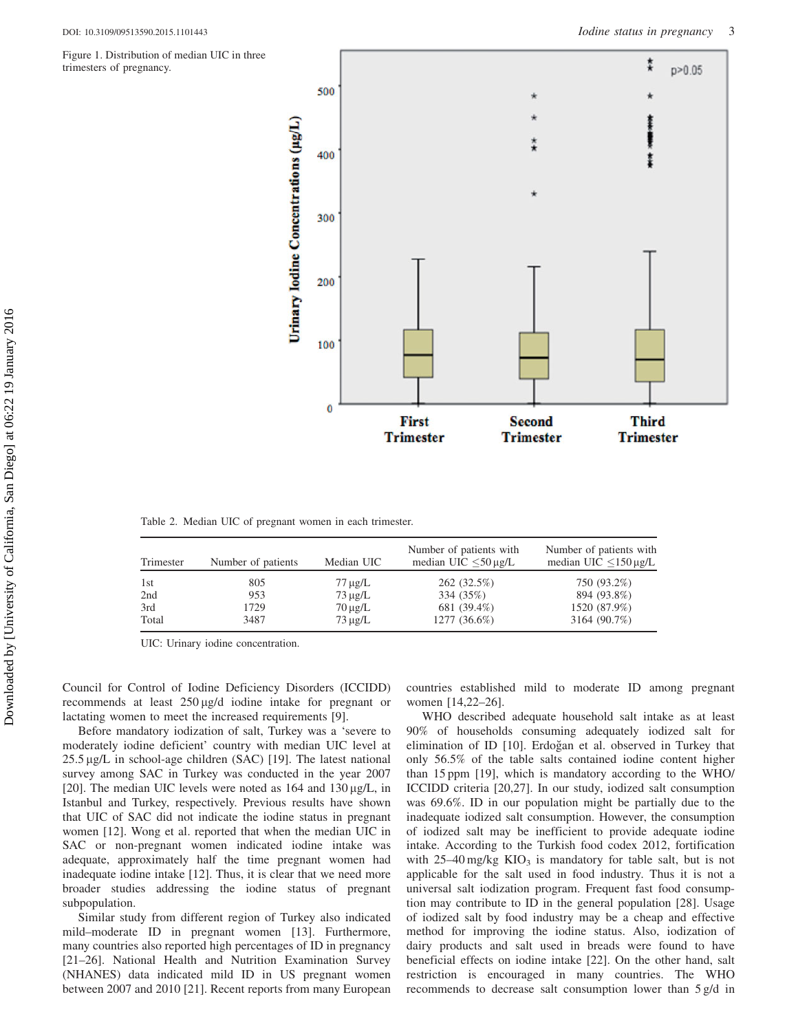Figure 1. Distribution of median UIC in three trimesters of pregnancy.

Urinary Iodine Concentrations (µg/L)

500
400
300
200
100
0

p>0.05

First Trimester
Second Trimester
Third Trimester

Table 2. Median UIC of pregnant women in each trimester.

| Trimester | Number of patients | Median UIC | Number of patients with median UIC ≤50 µg/L | Number of patients with median UIC ≤150 µg/L |
|---|---|---|---|---|
| 1st | 805 | 77 µg/L | 262 (32.5%) | 750 (93.2%) |
| 2nd | 953 | 73 µg/L | 334 (35%) | 894 (93.8%) |
| 3rd | 1729 | 70 µg/L | 681 (39.4%) | 1520 (87.9%) |
| Total | 3487 | 73 µg/L | 1277 (36.6%) | 3164 (90.7%) |

UIC: Urinary iodine concentration.

Council for Control of Iodine Deficiency Disorders (ICCIDD) recommends at least 250 µg/d iodine intake for pregnant or lactating women to meet the increased requirements [9].

Before mandatory iodization of salt, Turkey was a 'severe to moderately iodine deficient' country with median UIC level at 25.5 µg/L in school-age children (SAC) [19]. The latest national survey among SAC in Turkey was conducted in the year 2007 [20]. The median UIC levels were noted as 164 and 130 µg/L, in Istanbul and Turkey, respectively. Previous results have shown that UIC of SAC did not indicate the iodine status in pregnant women [12]. Wong et al. reported that when the median UIC in SAC or non-pregnant women indicated iodine intake was adequate, approximately half the time pregnant women had inadequate iodine intake [12]. Thus, it is clear that we need more broader studies addressing the iodine status of pregnant subpopulation.

Similar study from different region of Turkey also indicated mild–moderate ID in pregnant women [13]. Furthermore, many countries also reported high percentages of ID in pregnancy [21–26]. National Health and Nutrition Examination Survey (NHANES) data indicated mild ID in US pregnant women between 2007 and 2010 [21]. Recent reports from many European countries established mild to moderate ID among pregnant women [14,22–26].

WHO described adequate household salt intake as at least 90% of households consuming adequately iodized salt for elimination of ID [10]. Erdoğan et al. observed in Turkey that only 56.5% of the table salts contained iodine content higher than 15 ppm [19], which is mandatory according to the WHO/ICCIDD criteria [20,27]. In our study, iodized salt consumption was 69.6%. ID in our population might be partially due to the inadequate iodized salt consumption. However, the consumption of iodized salt may be inefficient to provide adequate iodine intake. According to the Turkish food codex 2012, fortification with 25–40 mg/kg $KIO_3$ is mandatory for table salt, but is not applicable for the salt used in food industry. Thus it is not a universal salt iodization program. Frequent fast food consumption may contribute to ID in the general population [28]. Usage of iodized salt by food industry may be a cheap and effective method for improving the iodine status. Also, iodization of dairy products and salt used in breads were found to have beneficial effects on iodine intake [22]. On the other hand, salt restriction is encouraged in many countries. The WHO recommends to decrease salt consumption lower than 5 g/d in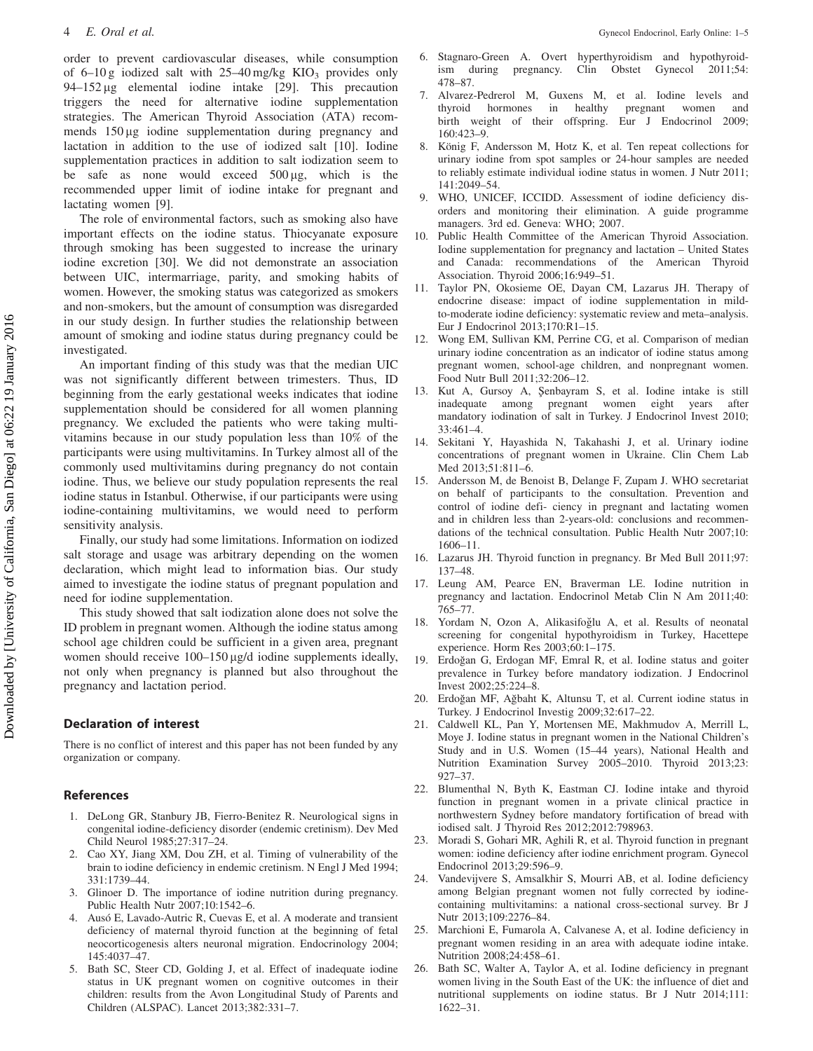order to prevent cardiovascular diseases, while consumption of 6–10 g iodized salt with 25–40 mg/kg $KIO_3$ provides only 94–152 µg elemental iodine intake [29]. This precaution triggers the need for alternative iodine supplementation strategies. The American Thyroid Association (ATA) recommends 150 µg iodine supplementation during pregnancy and lactation in addition to the use of iodized salt [10]. Iodine supplementation practices in addition to salt iodization seem to be safe as none would exceed 500 µg, which is the recommended upper limit of iodine intake for pregnant and lactating women [9].

The role of environmental factors, such as smoking also have important effects on the iodine status. Thiocyanate exposure through smoking has been suggested to increase the urinary iodine excretion [30]. We did not demonstrate an association between UIC, intermarriage, parity, and smoking habits of women. However, the smoking status was categorized as smokers and non-smokers, but the amount of consumption was disregarded in our study design. In further studies the relationship between amount of smoking and iodine status during pregnancy could be investigated.

An important finding of this study was that the median UIC was not significantly different between trimesters. Thus, ID beginning from the early gestational weeks indicates that iodine supplementation should be considered for all women planning pregnancy. We excluded the patients who were taking multivitamins because in our study population less than 10% of the participants were using multivitamins. In Turkey almost all of the commonly used multivitamins during pregnancy do not contain iodine. Thus, we believe our study population represents the real iodine status in Istanbul. Otherwise, if our participants were using iodine-containing multivitamins, we would need to perform sensitivity analysis.

Finally, our study had some limitations. Information on iodized salt storage and usage was arbitrary depending on the women declaration, which might lead to information bias. Our study aimed to investigate the iodine status of pregnant population and need for iodine supplementation.

This study showed that salt iodization alone does not solve the ID problem in pregnant women. Although the iodine status among school age children could be sufficient in a given area, pregnant women should receive 100–150 µg/d iodine supplements ideally, not only when pregnancy is planned but also throughout the pregnancy and lactation period.

## Declaration of interest

There is no conflict of interest and this paper has not been funded by any organization or company.

## References

1. DeLong GR, Stanbury JB, Fierro-Benitez R. Neurological signs in congenital iodine-deficiency disorder (endemic cretinism). Dev Med Child Neurol 1985;27:317–24.
2. Cao XY, Jiang XM, Dou ZH, et al. Timing of vulnerability of the brain to iodine deficiency in endemic cretinism. N Engl J Med 1994; 331:1739–44.
3. Glinoer D. The importance of iodine nutrition during pregnancy. Public Health Nutr 2007;10:1542–6.
4. Ausó E, Lavado-Autric R, Cuevas E, et al. A moderate and transient deficiency of maternal thyroid function at the beginning of fetal neocorticogenesis alters neuronal migration. Endocrinology 2004; 145:4037–47.
5. Bath SC, Steer CD, Golding J, et al. Effect of inadequate iodine status in UK pregnant women on cognitive outcomes in their children: results from the Avon Longitudinal Study of Parents and Children (ALSPAC). Lancet 2013;382:331–7.
6. Stagnaro-Green A. Overt hyperthyroidism and hypothyroidism during pregnancy. Clin Obstet Gynecol 2011;54: 478–87.
7. Alvarez-Pedrerol M, Guxens M, et al. Iodine levels and thyroid hormones in healthy pregnant women and birth weight of their offspring. Eur J Endocrinol 2009; 160:423–9.
8. König F, Andersson M, Hotz K, et al. Ten repeat collections for urinary iodine from spot samples or 24-hour samples are needed to reliably estimate individual iodine status in women. J Nutr 2011; 141:2049–54.
9. WHO, UNICEF, ICCIDD. Assessment of iodine deficiency disorders and monitoring their elimination. A guide programme managers. 3rd ed. Geneva: WHO; 2007.
10. Public Health Committee of the American Thyroid Association. Iodine supplementation for pregnancy and lactation – United States and Canada: recommendations of the American Thyroid Association. Thyroid 2006;16:949–51.
11. Taylor PN, Okosieme OE, Dayan CM, Lazarus JH. Therapy of endocrine disease: impact of iodine supplementation in mild-to-moderate iodine deficiency: systematic review and meta–analysis. Eur J Endocrinol 2013;170:R1–15.
12. Wong EM, Sullivan KM, Perrine CG, et al. Comparison of median urinary iodine concentration as an indicator of iodine status among pregnant women, school-age children, and nonpregnant women. Food Nutr Bull 2011;32:206–12.
13. Kut A, Gursoy A, Şenbayram S, et al. Iodine intake is still inadequate among pregnant women eight years after mandatory iodination of salt in Turkey. J Endocrinol Invest 2010; 33:461–4.
14. Sekitani Y, Hayashida N, Takahashi J, et al. Urinary iodine concentrations of pregnant women in Ukraine. Clin Chem Lab Med 2013;51:811–6.
15. Andersson M, de Benoist B, Delange F, Zupam J. WHO secretariat on behalf of participants to the consultation. Prevention and control of iodine defi- ciency in pregnant and lactating women and in children less than 2-years-old: conclusions and recommendations of the technical consultation. Public Health Nutr 2007;10: 1606–11.
16. Lazarus JH. Thyroid function in pregnancy. Br Med Bull 2011;97: 137–48.
17. Leung AM, Pearce EN, Braverman LE. Iodine nutrition in pregnancy and lactation. Endocrinol Metab Clin N Am 2011;40: 765–77.
18. Yordam N, Ozon A, Alikasifoğlu A, et al. Results of neonatal screening for congenital hypothyroidism in Turkey, Hacettepe experience. Horm Res 2003;60:1–175.
19. Erdoğan G, Erdogan MF, Emral R, et al. Iodine status and goiter prevalence in Turkey before mandatory iodization. J Endocrinol Invest 2002;25:224–8.
20. Erdoğan MF, Ağbaht K, Altunsu T, et al. Current iodine status in Turkey. J Endocrinol Investig 2009;32:617–22.
21. Caldwell KL, Pan Y, Mortensen ME, Makhmudov A, Merrill L, Moye J. Iodine status in pregnant women in the National Children's Study and in U.S. Women (15–44 years), National Health and Nutrition Examination Survey 2005–2010. Thyroid 2013;23: 927–37.
22. Blumenthal N, Byth K, Eastman CJ. Iodine intake and thyroid function in pregnant women in a private clinical practice in northwestern Sydney before mandatory fortification of bread with iodised salt. J Thyroid Res 2012;2012:798963.
23. Moradi S, Gohari MR, Aghili R, et al. Thyroid function in pregnant women: iodine deficiency after iodine enrichment program. Gynecol Endocrinol 2013;29:596–9.
24. Vandevijvere S, Amsalkhir S, Mourri AB, et al. Iodine deficiency among Belgian pregnant women not fully corrected by iodine-containing multivitamins: a national cross-sectional survey. Br J Nutr 2013;109:2276–84.
25. Marchioni E, Fumarola A, Calvanese A, et al. Iodine deficiency in pregnant women residing in an area with adequate iodine intake. Nutrition 2008;24:458–61.
26. Bath SC, Walter A, Taylor A, et al. Iodine deficiency in pregnant women living in the South East of the UK: the influence of diet and nutritional supplements on iodine status. Br J Nutr 2014;111: 1622–31.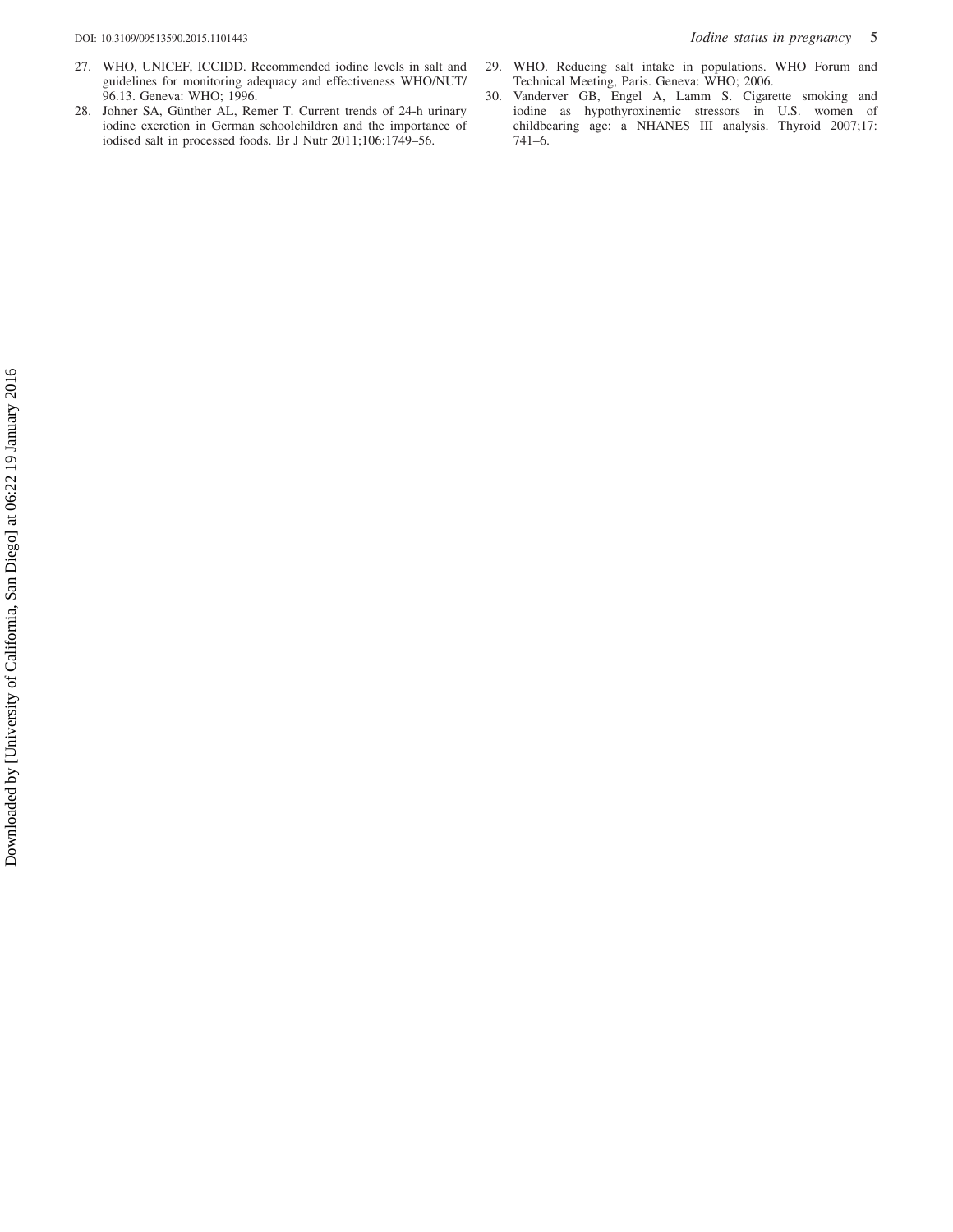27. WHO, UNICEF, ICCIDD. Recommended iodine levels in salt and guidelines for monitoring adequacy and effectiveness WHO/NUT/96.13. Geneva: WHO; 1996.
28. Johner SA, Günther AL, Remer T. Current trends of 24-h urinary iodine excretion in German schoolchildren and the importance of iodised salt in processed foods. Br J Nutr 2011;106:1749–56.
29. WHO. Reducing salt intake in populations. WHO Forum and Technical Meeting, Paris. Geneva: WHO; 2006.
30. Vanderver GB, Engel A, Lamm S. Cigarette smoking and iodine as hypothyroxinemic stressors in U.S. women of childbearing age: a NHANES III analysis. Thyroid 2007;17:741–6.